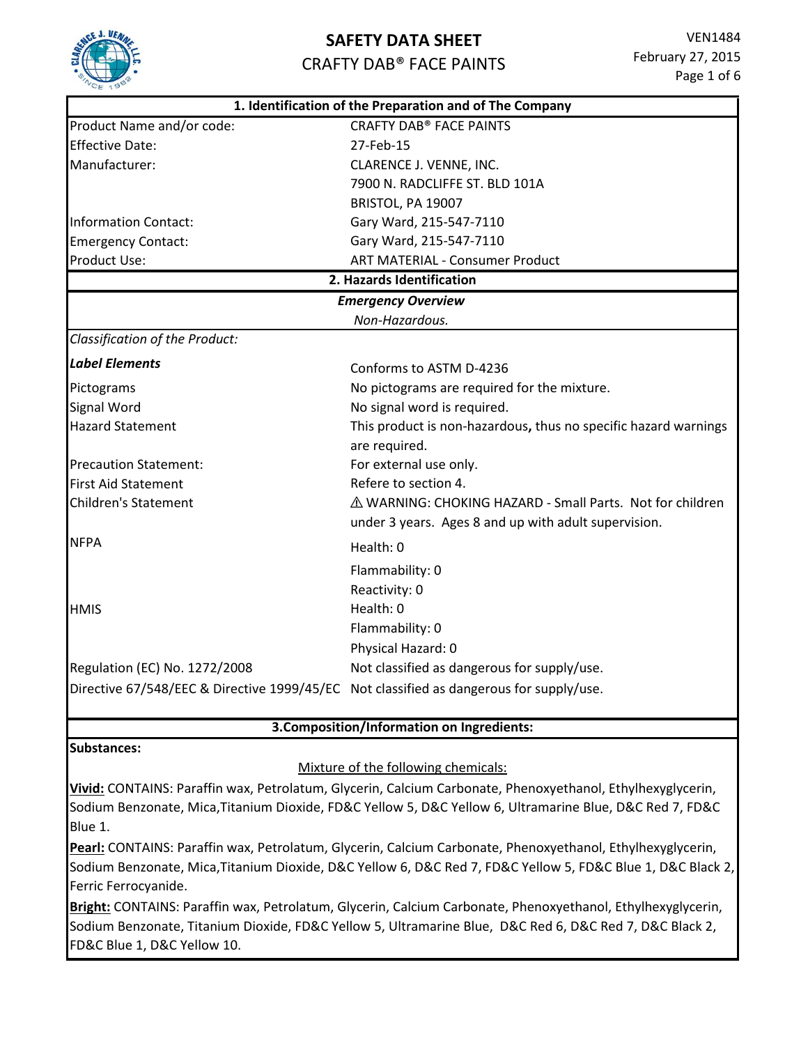# SAFETY DATA SHEET

## CRAFTY DAB® FACE PAINTS

VEN1484
February 27, 2015

## 1. Identification of the Preparation and of The Company

| | |
|---|---|
| Product Name and/or code: | CRAFTY DAB® FACE PAINTS |
| Effective Date: | 27-Feb-15 |
| Manufacturer: | CLARENCE J. VENNE, INC. |
| | 7900 N. RADCLIFFE ST. BLD 101A |
| | BRISTOL, PA 19007 |
| Information Contact: | Gary Ward, 215-547-7110 |
| Emergency Contact: | Gary Ward, 215-547-7110 |
| Product Use: | ART MATERIAL - Consumer Product |

## 2. Hazards Identification

***Emergency Overview***

*Non-Hazardous.*

*Classification of the Product:*

| | |
|---|---|
| ***Label Elements*** | Conforms to ASTM D-4236 |
| Pictograms | No pictograms are required for the mixture. |
| Signal Word | No signal word is required. |
| Hazard Statement | This product is non-hazardous**,** thus no specific hazard warnings are required. |
| Precaution Statement: | For external use only. |
| First Aid Statement | Refere to section 4. |
| Children's Statement | ⚠ WARNING: CHOKING HAZARD - Small Parts. Not for children under 3 years. Ages 8 and up with adult supervision. |
| NFPA | Health: 0 |
| | Flammability: 0 |
| | Reactivity: 0 |
| HMIS | Health: 0 |
| | Flammability: 0 |
| | Physical Hazard: 0 |
| Regulation (EC) No. 1272/2008 | Not classified as dangerous for supply/use. |
| Directive 67/548/EEC & Directive 1999/45/EC | Not classified as dangerous for supply/use. |

## 3.Composition/Information on Ingredients:

**Substances:**

Mixture of the following chemicals:

**Vivid:** CONTAINS: Paraffin wax, Petrolatum, Glycerin, Calcium Carbonate, Phenoxyethanol, Ethylhexyglycerin, Sodium Benzonate, Mica,Titanium Dioxide, FD&C Yellow 5, D&C Yellow 6, Ultramarine Blue, D&C Red 7, FD&C Blue 1.

**Pearl:** CONTAINS: Paraffin wax, Petrolatum, Glycerin, Calcium Carbonate, Phenoxyethanol, Ethylhexyglycerin, Sodium Benzonate, Mica,Titanium Dioxide, D&C Yellow 6, D&C Red 7, FD&C Yellow 5, FD&C Blue 1, D&C Black 2, Ferric Ferrocyanide.

**Bright:** CONTAINS: Paraffin wax, Petrolatum, Glycerin, Calcium Carbonate, Phenoxyethanol, Ethylhexyglycerin, Sodium Benzonate, Titanium Dioxide, FD&C Yellow 5, Ultramarine Blue, D&C Red 6, D&C Red 7, D&C Black 2, FD&C Blue 1, D&C Yellow 10.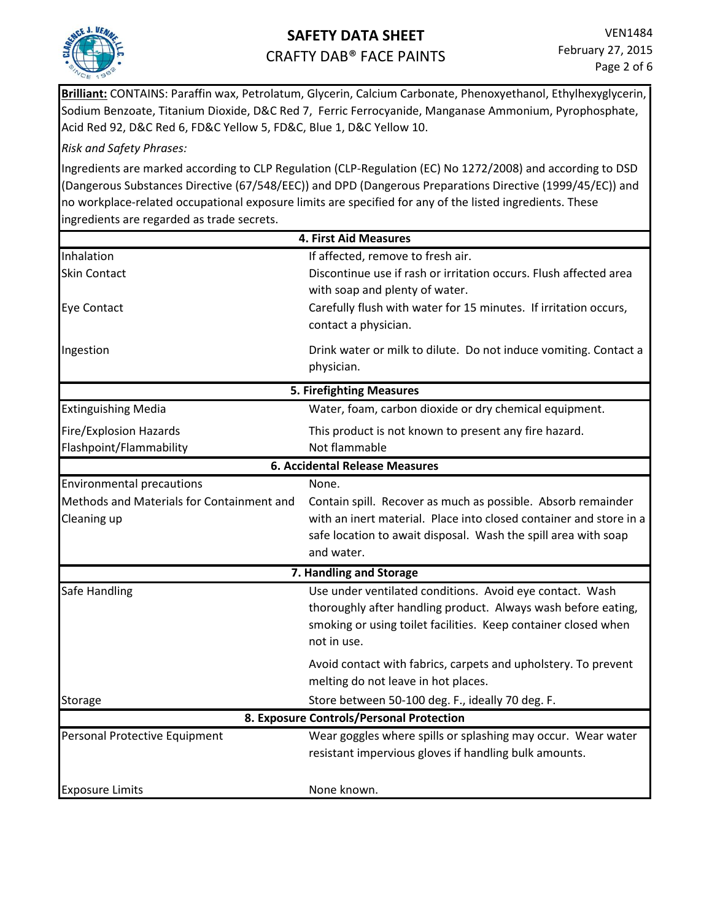**Brilliant:** CONTAINS: Paraffin wax, Petrolatum, Glycerin, Calcium Carbonate, Phenoxyethanol, Ethylhexylglycerin, Sodium Benzoate, Titanium Dioxide, D&C Red 7, Ferric Ferrocyanide, Manganase Ammonium, Pyrophosphate, Acid Red 92, D&C Red 6, FD&C Yellow 5, FD&C, Blue 1, D&C Yellow 10.

*Risk and Safety Phrases:*

Ingredients are marked according to CLP Regulation (CLP-Regulation (EC) No 1272/2008) and according to DSD (Dangerous Substances Directive (67/548/EEC)) and DPD (Dangerous Preparations Directive (1999/45/EC)) and no workplace-related occupational exposure limits are specified for any of the listed ingredients. These ingredients are regarded as trade secrets.

## 4. First Aid Measures

| | |
|---|---|
| Inhalation | If affected, remove to fresh air. |
| Skin Contact | Discontinue use if rash or irritation occurs. Flush affected area with soap and plenty of water. |
| Eye Contact | Carefully flush with water for 15 minutes. If irritation occurs, contact a physician. |
| Ingestion | Drink water or milk to dilute. Do not induce vomiting. Contact a physician. |

## 5. Firefighting Measures

| | |
|---|---|
| Extinguishing Media | Water, foam, carbon dioxide or dry chemical equipment. |
| Fire/Explosion Hazards | This product is not known to present any fire hazard. |
| Flashpoint/Flammability | Not flammable |

## 6. Accidental Release Measures

| | |
|---|---|
| Environmental precautions | None. |
| Methods and Materials for Containment and Cleaning up | Contain spill. Recover as much as possible. Absorb remainder with an inert material. Place into closed container and store in a safe location to await disposal. Wash the spill area with soap and water. |

## 7. Handling and Storage

| | |
|---|---|
| Safe Handling | Use under ventilated conditions. Avoid eye contact. Wash thoroughly after handling product. Always wash before eating, smoking or using toilet facilities. Keep container closed when not in use.<br><br>Avoid contact with fabrics, carpets and upholstery. To prevent melting do not leave in hot places. |
| Storage | Store between 50-100 deg. F., ideally 70 deg. F. |

## 8. Exposure Controls/Personal Protection

| | |
|---|---|
| Personal Protective Equipment | Wear goggles where spills or splashing may occur. Wear water resistant impervious gloves if handling bulk amounts. |
| Exposure Limits | None known. |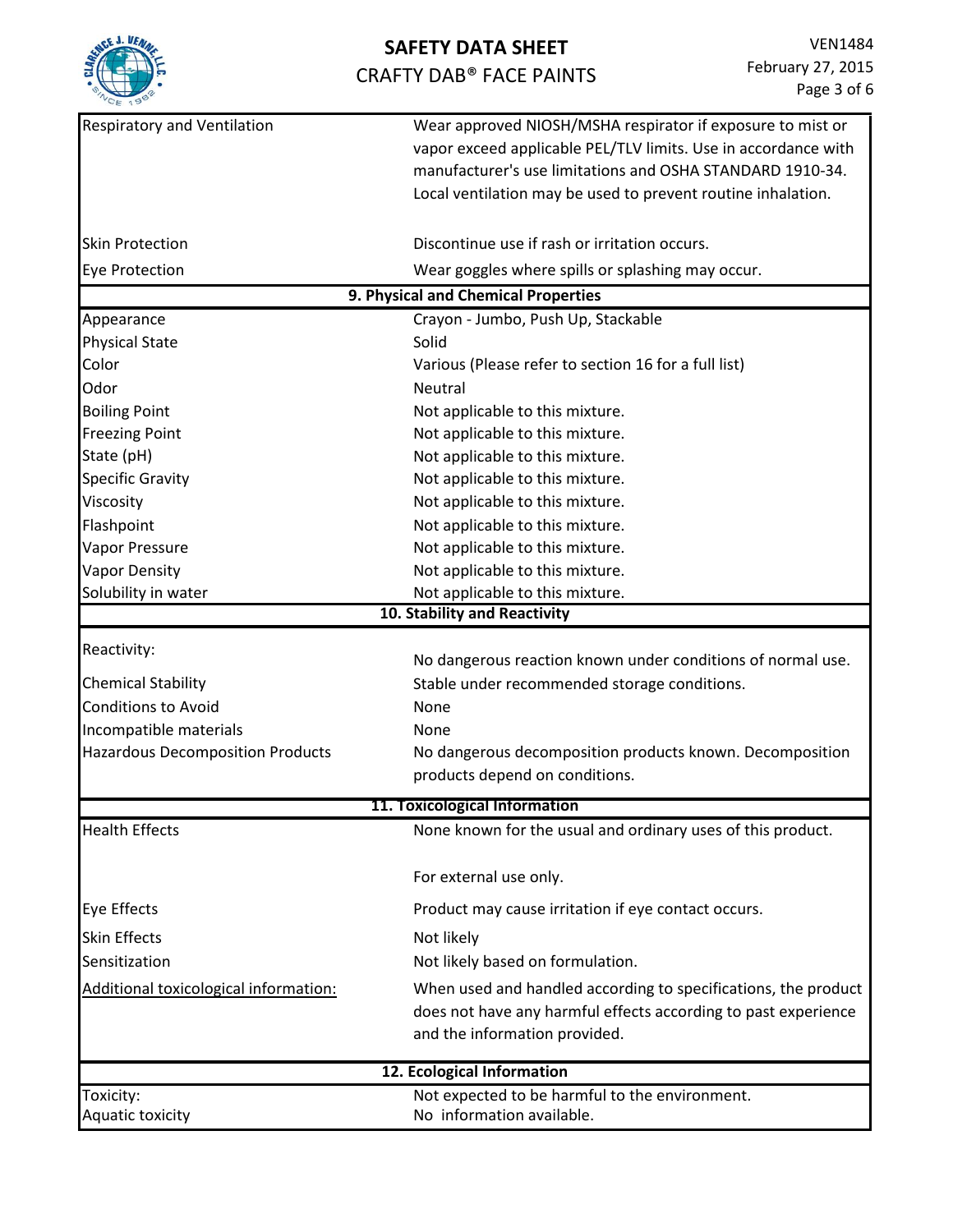| | |
|---|---|
| Respiratory and Ventilation | Wear approved NIOSH/MSHA respirator if exposure to mist or vapor exceed applicable PEL/TLV limits. Use in accordance with manufacturer's use limitations and OSHA STANDARD 1910-34. Local ventilation may be used to prevent routine inhalation. |
| Skin Protection | Discontinue use if rash or irritation occurs. |
| Eye Protection | Wear goggles where spills or splashing may occur. |

## 9. Physical and Chemical Properties

| | |
|---|---|
| Appearance | Crayon - Jumbo, Push Up, Stackable |
| Physical State | Solid |
| Color | Various (Please refer to section 16 for a full list) |
| Odor | Neutral |
| Boiling Point | Not applicable to this mixture. |
| Freezing Point | Not applicable to this mixture. |
| State (pH) | Not applicable to this mixture. |
| Specific Gravity | Not applicable to this mixture. |
| Viscosity | Not applicable to this mixture. |
| Flashpoint | Not applicable to this mixture. |
| Vapor Pressure | Not applicable to this mixture. |
| Vapor Density | Not applicable to this mixture. |
| Solubility in water | Not applicable to this mixture. |

## 10. Stability and Reactivity

| | |
|---|---|
| Reactivity: | No dangerous reaction known under conditions of normal use. |
| Chemical Stability | Stable under recommended storage conditions. |
| Conditions to Avoid | None |
| Incompatible materials | None |
| Hazardous Decomposition Products | No dangerous decomposition products known. Decomposition products depend on conditions. |

## 11. Toxicological Information

| | |
|---|---|
| Health Effects | None known for the usual and ordinary uses of this product.<br><br>For external use only. |
| Eye Effects | Product may cause irritation if eye contact occurs. |
| Skin Effects | Not likely |
| Sensitization | Not likely based on formulation. |
| Additional toxicological information: | When used and handled according to specifications, the product does not have any harmful effects according to past experience and the information provided. |

## 12. Ecological Information

| | |
|---|---|
| Toxicity: | Not expected to be harmful to the environment. |
| Aquatic toxicity | No information available. |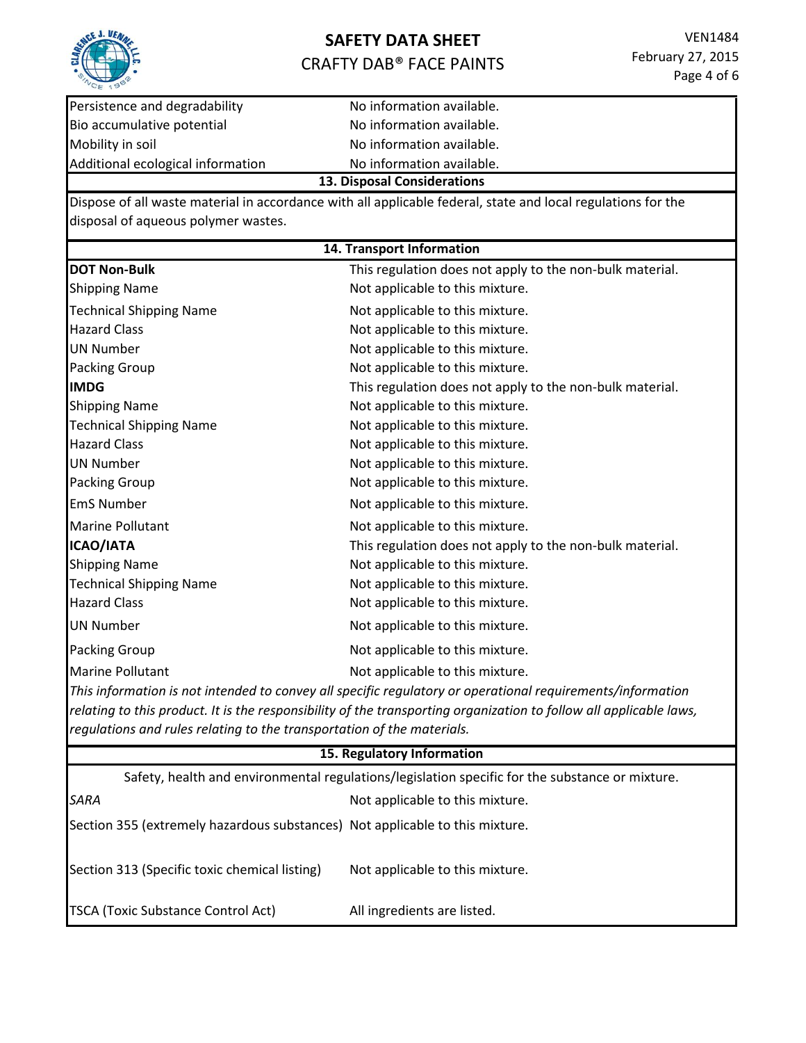| | |
|---|---|
| Persistence and degradability | No information available. |
| Bio accumulative potential | No information available. |
| Mobility in soil | No information available. |
| Additional ecological information | No information available. |

## 13. Disposal Considerations

Dispose of all waste material in accordance with all applicable federal, state and local regulations for the disposal of aqueous polymer wastes.

## 14. Transport Information

| | |
|---|---|
| **DOT Non-Bulk** | This regulation does not apply to the non-bulk material. |
| Shipping Name | Not applicable to this mixture. |
| Technical Shipping Name | Not applicable to this mixture. |
| Hazard Class | Not applicable to this mixture. |
| UN Number | Not applicable to this mixture. |
| Packing Group | Not applicable to this mixture. |
| **IMDG** | This regulation does not apply to the non-bulk material. |
| Shipping Name | Not applicable to this mixture. |
| Technical Shipping Name | Not applicable to this mixture. |
| Hazard Class | Not applicable to this mixture. |
| UN Number | Not applicable to this mixture. |
| Packing Group | Not applicable to this mixture. |
| EmS Number | Not applicable to this mixture. |
| Marine Pollutant | Not applicable to this mixture. |
| **ICAO/IATA** | This regulation does not apply to the non-bulk material. |
| Shipping Name | Not applicable to this mixture. |
| Technical Shipping Name | Not applicable to this mixture. |
| Hazard Class | Not applicable to this mixture. |
| UN Number | Not applicable to this mixture. |
| Packing Group | Not applicable to this mixture. |
| Marine Pollutant | Not applicable to this mixture. |

*This information is not intended to convey all specific regulatory or operational requirements/information relating to this product. It is the responsibility of the transporting organization to follow all applicable laws, regulations and rules relating to the transportation of the materials.*

## 15. Regulatory Information

Safety, health and environmental regulations/legislation specific for the substance or mixture.

| | |
|---|---|
| *SARA* | Not applicable to this mixture. |
| Section 355 (extremely hazardous substances) | Not applicable to this mixture. |
| Section 313 (Specific toxic chemical listing) | Not applicable to this mixture. |
| TSCA (Toxic Substance Control Act) | All ingredients are listed. |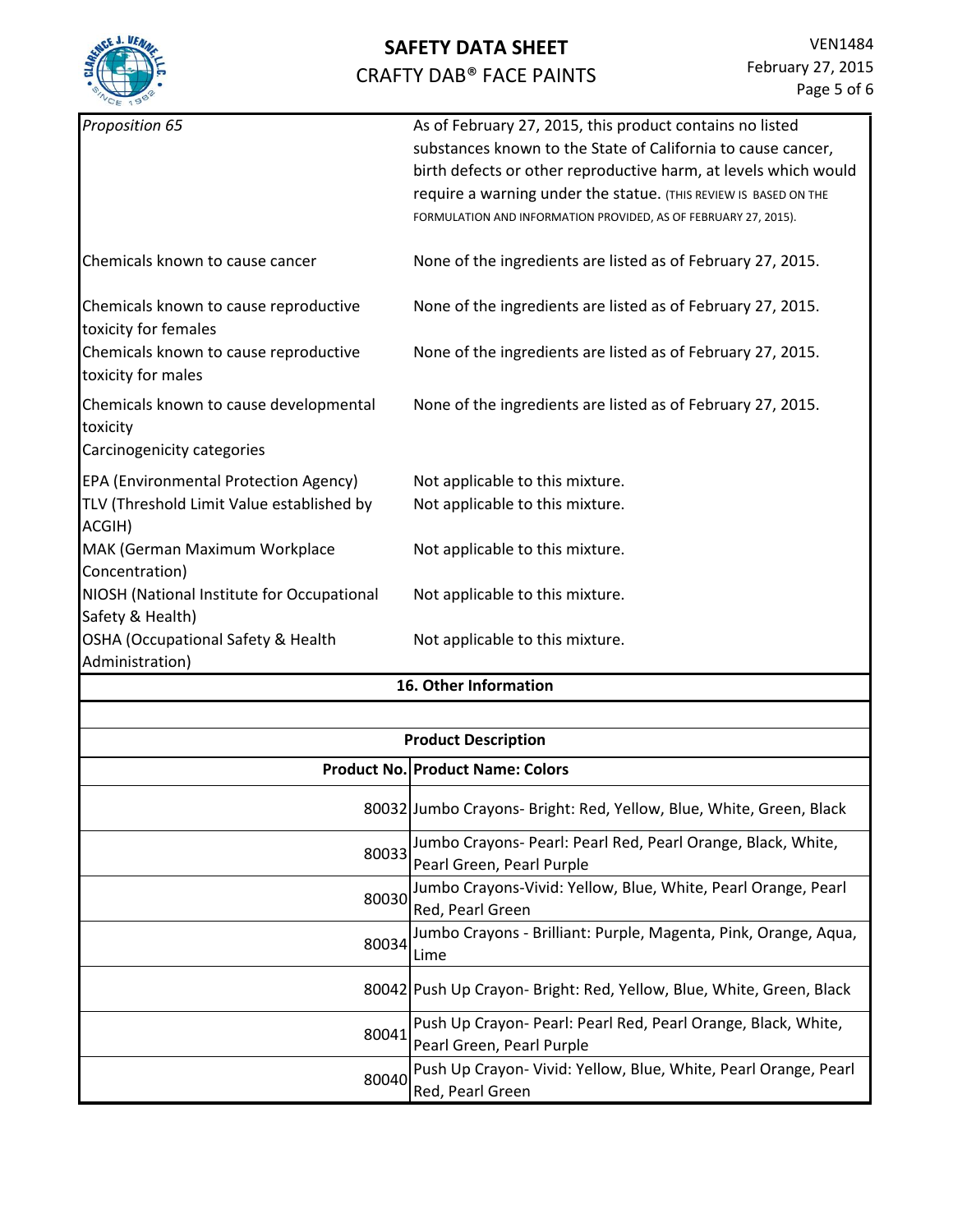| | |
|---|---|
| *Proposition 65* | As of February 27, 2015, this product contains no listed substances known to the State of California to cause cancer, birth defects or other reproductive harm, at levels which would require a warning under the statue. (THIS REVIEW IS BASED ON THE FORMULATION AND INFORMATION PROVIDED, AS OF FEBRUARY 27, 2015). |
| Chemicals known to cause cancer | None of the ingredients are listed as of February 27, 2015. |
| Chemicals known to cause reproductive toxicity for females | None of the ingredients are listed as of February 27, 2015. |
| Chemicals known to cause reproductive toxicity for males | None of the ingredients are listed as of February 27, 2015. |
| Chemicals known to cause developmental toxicity | None of the ingredients are listed as of February 27, 2015. |
| Carcinogenicity categories | |
| EPA (Environmental Protection Agency) | Not applicable to this mixture. |
| TLV (Threshold Limit Value established by ACGIH) | Not applicable to this mixture. |
| MAK (German Maximum Workplace Concentration) | Not applicable to this mixture. |
| NIOSH (National Institute for Occupational Safety & Health) | Not applicable to this mixture. |
| OSHA (Occupational Safety & Health Administration) | Not applicable to this mixture. |

## 16. Other Information

### Product Description

| Product No. | Product Name: Colors |
|---|---|
| 80032 | Jumbo Crayons- Bright: Red, Yellow, Blue, White, Green, Black |
| 80033 | Jumbo Crayons- Pearl: Pearl Red, Pearl Orange, Black, White, Pearl Green, Pearl Purple |
| 80030 | Jumbo Crayons-Vivid: Yellow, Blue, White, Pearl Orange, Pearl Red, Pearl Green |
| 80034 | Jumbo Crayons - Brilliant: Purple, Magenta, Pink, Orange, Aqua, Lime |
| 80042 | Push Up Crayon- Bright: Red, Yellow, Blue, White, Green, Black |
| 80041 | Push Up Crayon- Pearl: Pearl Red, Pearl Orange, Black, White, Pearl Green, Pearl Purple |
| 80040 | Push Up Crayon- Vivid: Yellow, Blue, White, Pearl Orange, Pearl Red, Pearl Green |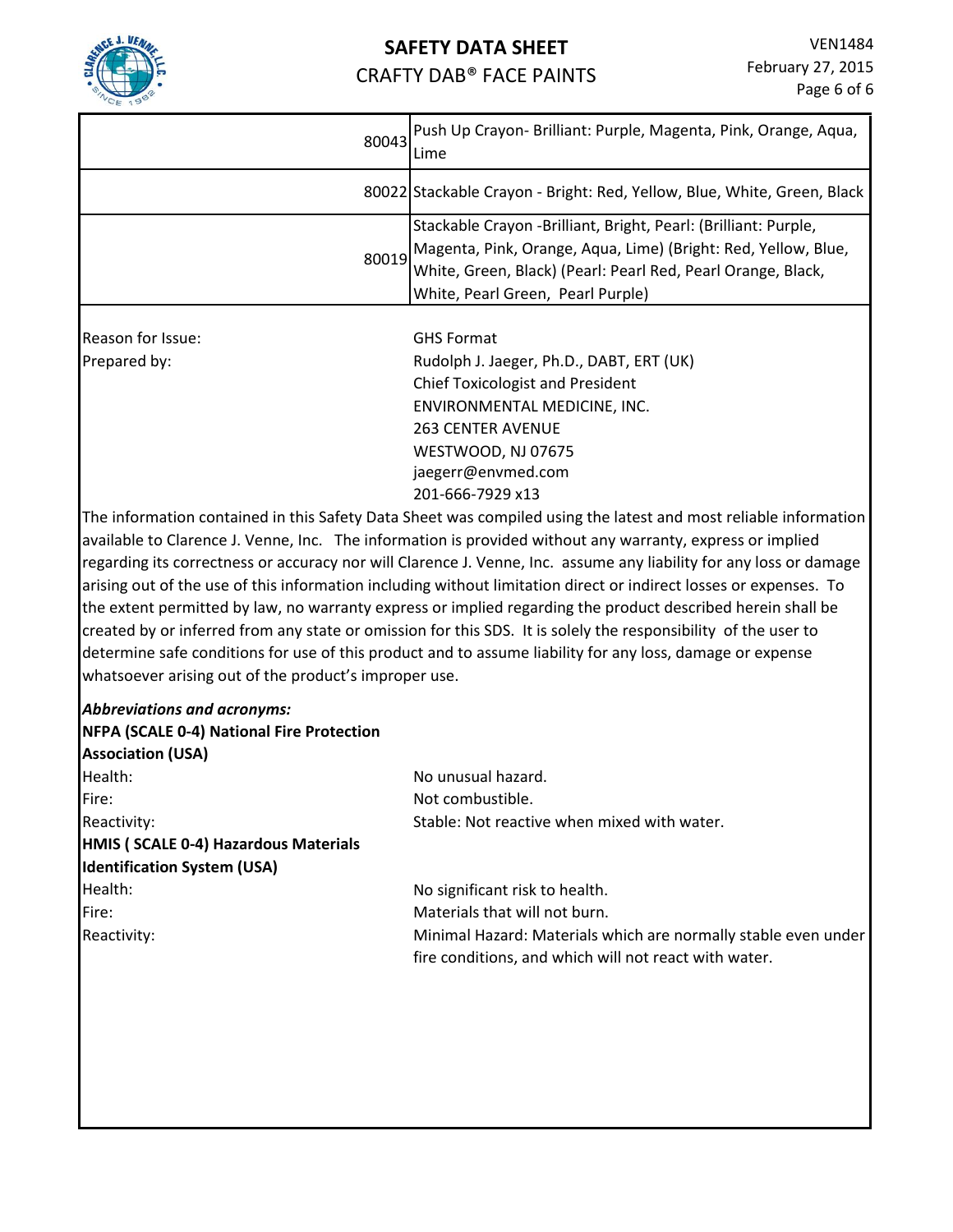| | | |
|---|---|---|
| | 80043 | Push Up Crayon- Brilliant: Purple, Magenta, Pink, Orange, Aqua, Lime |
| | 80022 | Stackable Crayon - Bright: Red, Yellow, Blue, White, Green, Black |
| | 80019 | Stackable Crayon -Brilliant, Bright, Pearl: (Brilliant: Purple, Magenta, Pink, Orange, Aqua, Lime) (Bright: Red, Yellow, Blue, White, Green, Black) (Pearl: Pearl Red, Pearl Orange, Black, White, Pearl Green, Pearl Purple) |

Reason for Issue: GHS Format

Prepared by: Rudolph J. Jaeger, Ph.D., DABT, ERT (UK)
Chief Toxicologist and President
ENVIRONMENTAL MEDICINE, INC.
263 CENTER AVENUE
WESTWOOD, NJ 07675
jaegerr@envmed.com
201-666-7929 x13

The information contained in this Safety Data Sheet was compiled using the latest and most reliable information available to Clarence J. Venne, Inc. The information is provided without any warranty, express or implied regarding its correctness or accuracy nor will Clarence J. Venne, Inc. assume any liability for any loss or damage arising out of the use of this information including without limitation direct or indirect losses or expenses. To the extent permitted by law, no warranty express or implied regarding the product described herein shall be created by or inferred from any state or omission for this SDS. It is solely the responsibility of the user to determine safe conditions for use of this product and to assume liability for any loss, damage or expense whatsoever arising out of the product's improper use.

***Abbreviations and acronyms:***

**NFPA (SCALE 0-4) National Fire Protection Association (USA)**

Health: No unusual hazard.

Fire: Not combustible.

Reactivity: Stable: Not reactive when mixed with water.

**HMIS ( SCALE 0-4) Hazardous Materials Identification System (USA)**

Health: No significant risk to health.

Fire: Materials that will not burn.

Reactivity: Minimal Hazard: Materials which are normally stable even under fire conditions, and which will not react with water.